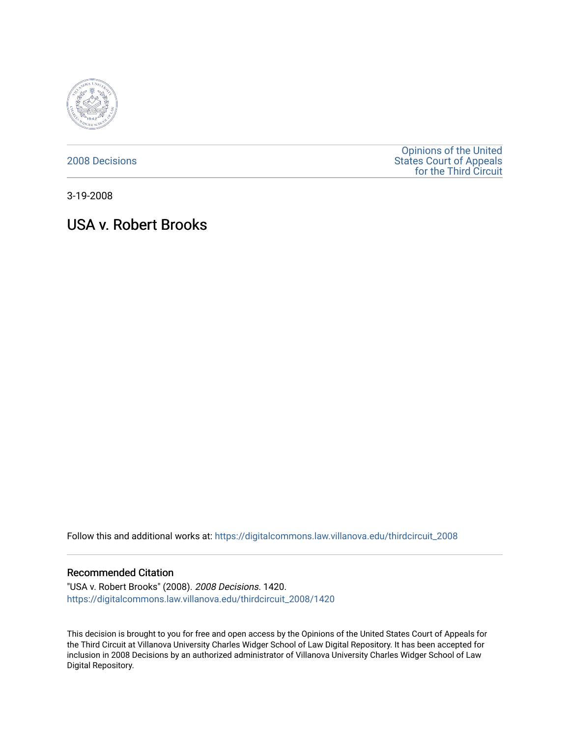2008 Decisions

Opinions of the United States Court of Appeals for the Third Circuit

3-19-2008

# USA v. Robert Brooks

Follow this and additional works at: https://digitalcommons.law.villanova.edu/thirdcircuit_2008

## Recommended Citation

"USA v. Robert Brooks" (2008). *2008 Decisions*. 1420.
https://digitalcommons.law.villanova.edu/thirdcircuit_2008/1420

This decision is brought to you for free and open access by the Opinions of the United States Court of Appeals for the Third Circuit at Villanova University Charles Widger School of Law Digital Repository. It has been accepted for inclusion in 2008 Decisions by an authorized administrator of Villanova University Charles Widger School of Law Digital Repository.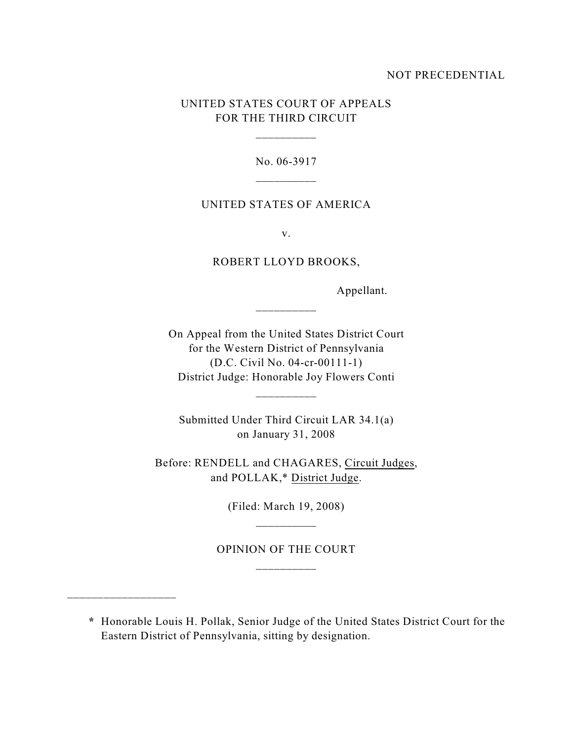NOT PRECEDENTIAL

UNITED STATES COURT OF APPEALS
FOR THE THIRD CIRCUIT

\_\_\_\_\_\_\_\_\_\_

No. 06-3917

\_\_\_\_\_\_\_\_\_\_

UNITED STATES OF AMERICA

v.

ROBERT LLOYD BROOKS,

Appellant.

\_\_\_\_\_\_\_\_\_\_

On Appeal from the United States District Court
for the Western District of Pennsylvania
(D.C. Civil No. 04-cr-00111-1)
District Judge: Honorable Joy Flowers Conti

\_\_\_\_\_\_\_\_\_\_

Submitted Under Third Circuit LAR 34.1(a)
on January 31, 2008

Before: RENDELL and CHAGARES, Circuit Judges,
and POLLAK,* District Judge.

(Filed: March 19, 2008)

\_\_\_\_\_\_\_\_\_\_

OPINION OF THE COURT

\_\_\_\_\_\_\_\_\_\_

---

\* Honorable Louis H. Pollak, Senior Judge of the United States District Court for the Eastern District of Pennsylvania, sitting by designation.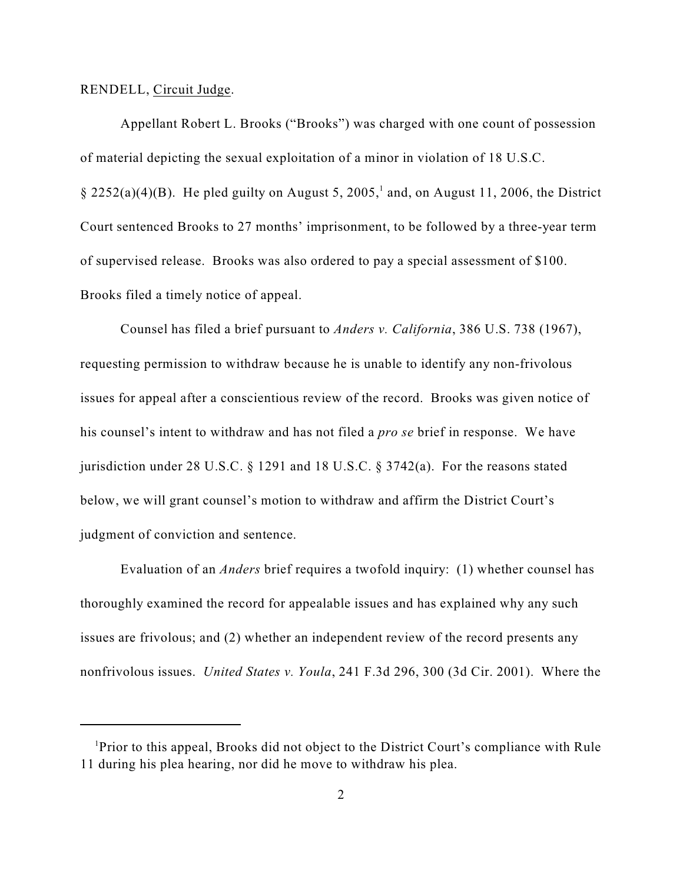RENDELL, Circuit Judge.

Appellant Robert L. Brooks ("Brooks") was charged with one count of possession of material depicting the sexual exploitation of a minor in violation of 18 U.S.C. § 2252(a)(4)(B). He pled guilty on August 5, 2005,[1] and, on August 11, 2006, the District Court sentenced Brooks to 27 months' imprisonment, to be followed by a three-year term of supervised release. Brooks was also ordered to pay a special assessment of $100. Brooks filed a timely notice of appeal.

Counsel has filed a brief pursuant to *Anders v. California*, 386 U.S. 738 (1967), requesting permission to withdraw because he is unable to identify any non-frivolous issues for appeal after a conscientious review of the record. Brooks was given notice of his counsel's intent to withdraw and has not filed a *pro se* brief in response. We have jurisdiction under 28 U.S.C. § 1291 and 18 U.S.C. § 3742(a). For the reasons stated below, we will grant counsel's motion to withdraw and affirm the District Court's judgment of conviction and sentence.

Evaluation of an *Anders* brief requires a twofold inquiry: (1) whether counsel has thoroughly examined the record for appealable issues and has explained why any such issues are frivolous; and (2) whether an independent review of the record presents any nonfrivolous issues. *United States v. Youla*, 241 F.3d 296, 300 (3d Cir. 2001). Where the

[1] Prior to this appeal, Brooks did not object to the District Court's compliance with Rule 11 during his plea hearing, nor did he move to withdraw his plea.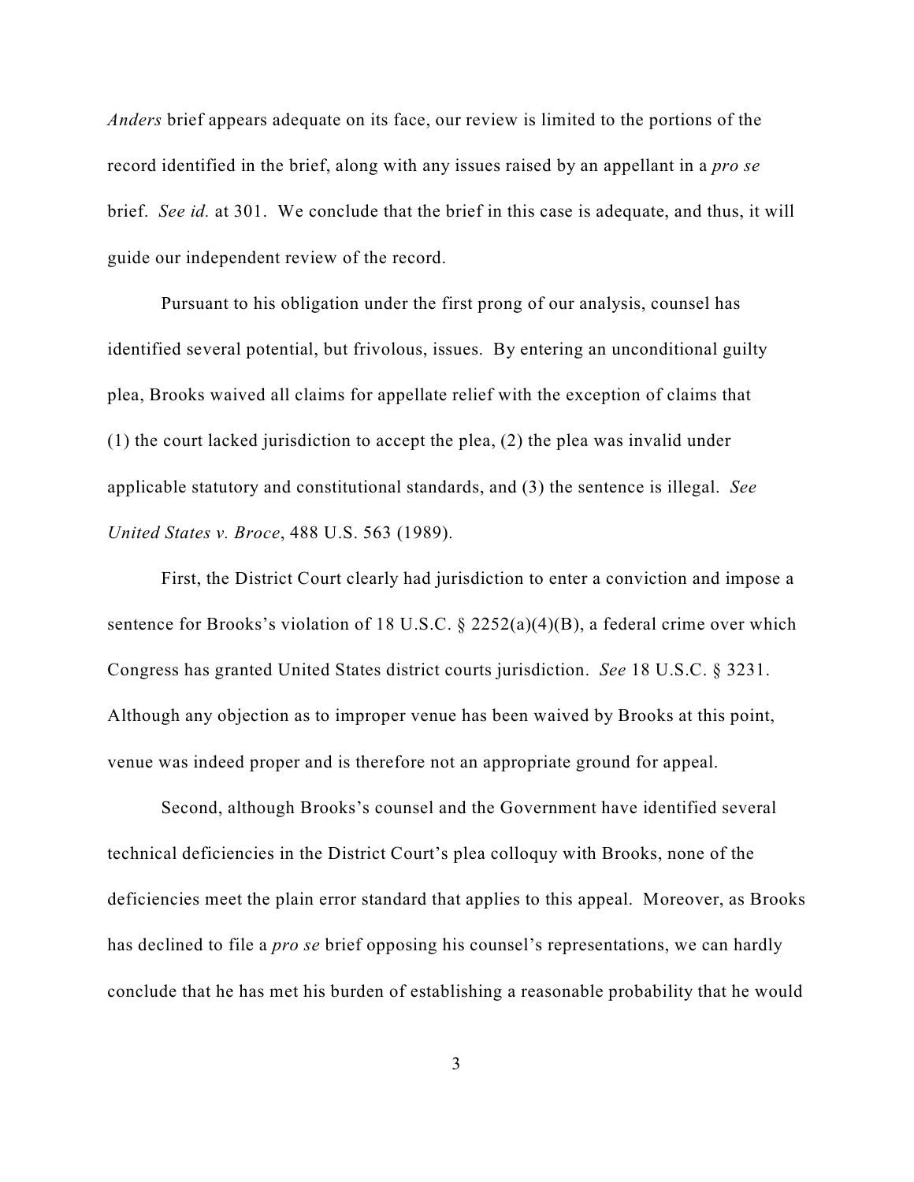*Anders* brief appears adequate on its face, our review is limited to the portions of the record identified in the brief, along with any issues raised by an appellant in a *pro se* brief. *See id.* at 301. We conclude that the brief in this case is adequate, and thus, it will guide our independent review of the record.

Pursuant to his obligation under the first prong of our analysis, counsel has identified several potential, but frivolous, issues. By entering an unconditional guilty plea, Brooks waived all claims for appellate relief with the exception of claims that (1) the court lacked jurisdiction to accept the plea, (2) the plea was invalid under applicable statutory and constitutional standards, and (3) the sentence is illegal. *See United States v. Broce*, 488 U.S. 563 (1989).

First, the District Court clearly had jurisdiction to enter a conviction and impose a sentence for Brooks's violation of 18 U.S.C. § 2252(a)(4)(B), a federal crime over which Congress has granted United States district courts jurisdiction. *See* 18 U.S.C. § 3231. Although any objection as to improper venue has been waived by Brooks at this point, venue was indeed proper and is therefore not an appropriate ground for appeal.

Second, although Brooks's counsel and the Government have identified several technical deficiencies in the District Court's plea colloquy with Brooks, none of the deficiencies meet the plain error standard that applies to this appeal. Moreover, as Brooks has declined to file a *pro se* brief opposing his counsel's representations, we can hardly conclude that he has met his burden of establishing a reasonable probability that he would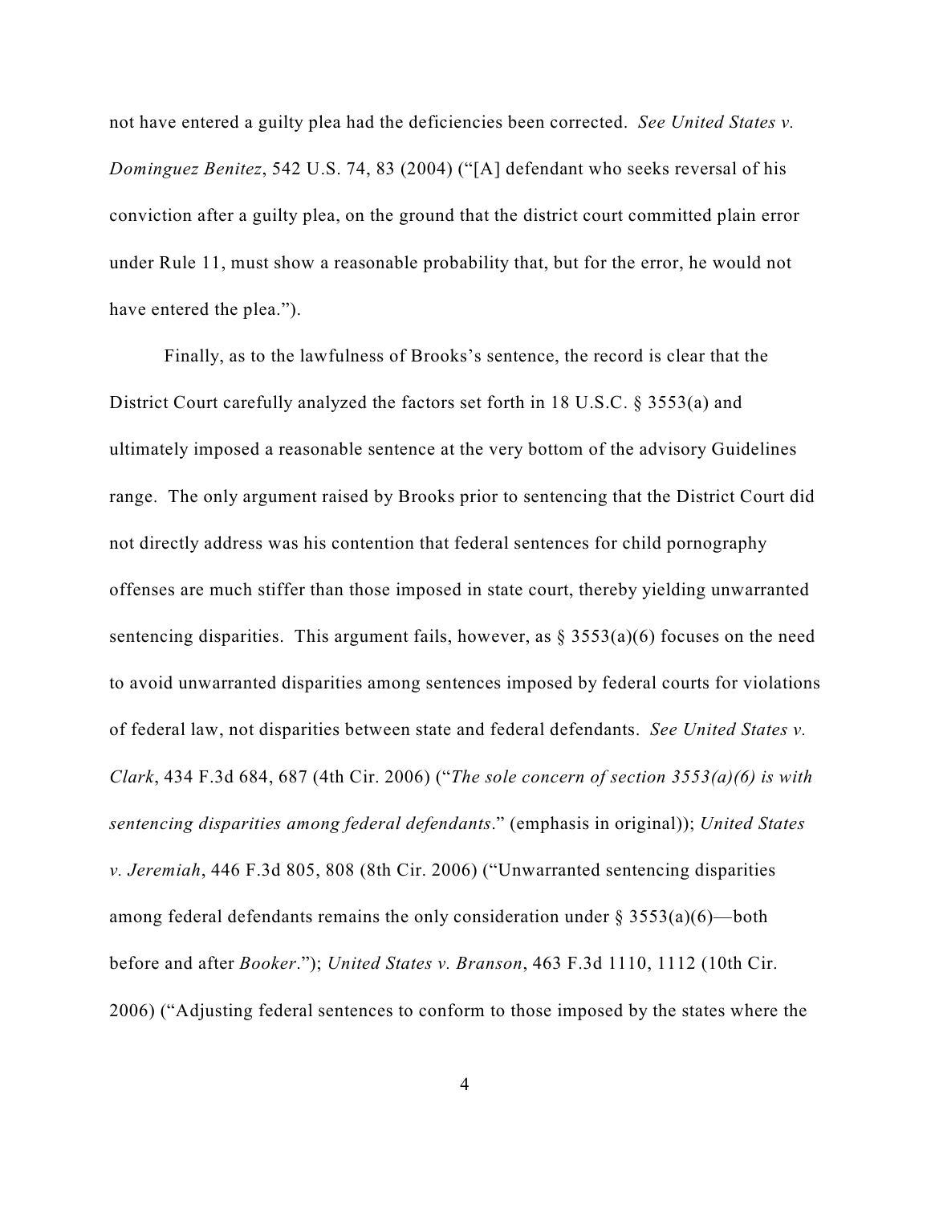not have entered a guilty plea had the deficiencies been corrected. *See United States v. Dominguez Benitez*, 542 U.S. 74, 83 (2004) ("[A] defendant who seeks reversal of his conviction after a guilty plea, on the ground that the district court committed plain error under Rule 11, must show a reasonable probability that, but for the error, he would not have entered the plea.").

Finally, as to the lawfulness of Brooks's sentence, the record is clear that the District Court carefully analyzed the factors set forth in 18 U.S.C. § 3553(a) and ultimately imposed a reasonable sentence at the very bottom of the advisory Guidelines range. The only argument raised by Brooks prior to sentencing that the District Court did not directly address was his contention that federal sentences for child pornography offenses are much stiffer than those imposed in state court, thereby yielding unwarranted sentencing disparities. This argument fails, however, as § 3553(a)(6) focuses on the need to avoid unwarranted disparities among sentences imposed by federal courts for violations of federal law, not disparities between state and federal defendants. *See United States v. Clark*, 434 F.3d 684, 687 (4th Cir. 2006) ("*The sole concern of section 3553(a)(6) is with sentencing disparities among federal defendants*." (emphasis in original)); *United States v. Jeremiah*, 446 F.3d 805, 808 (8th Cir. 2006) ("Unwarranted sentencing disparities among federal defendants remains the only consideration under § 3553(a)(6)—both before and after *Booker*."); *United States v. Branson*, 463 F.3d 1110, 1112 (10th Cir. 2006) ("Adjusting federal sentences to conform to those imposed by the states where the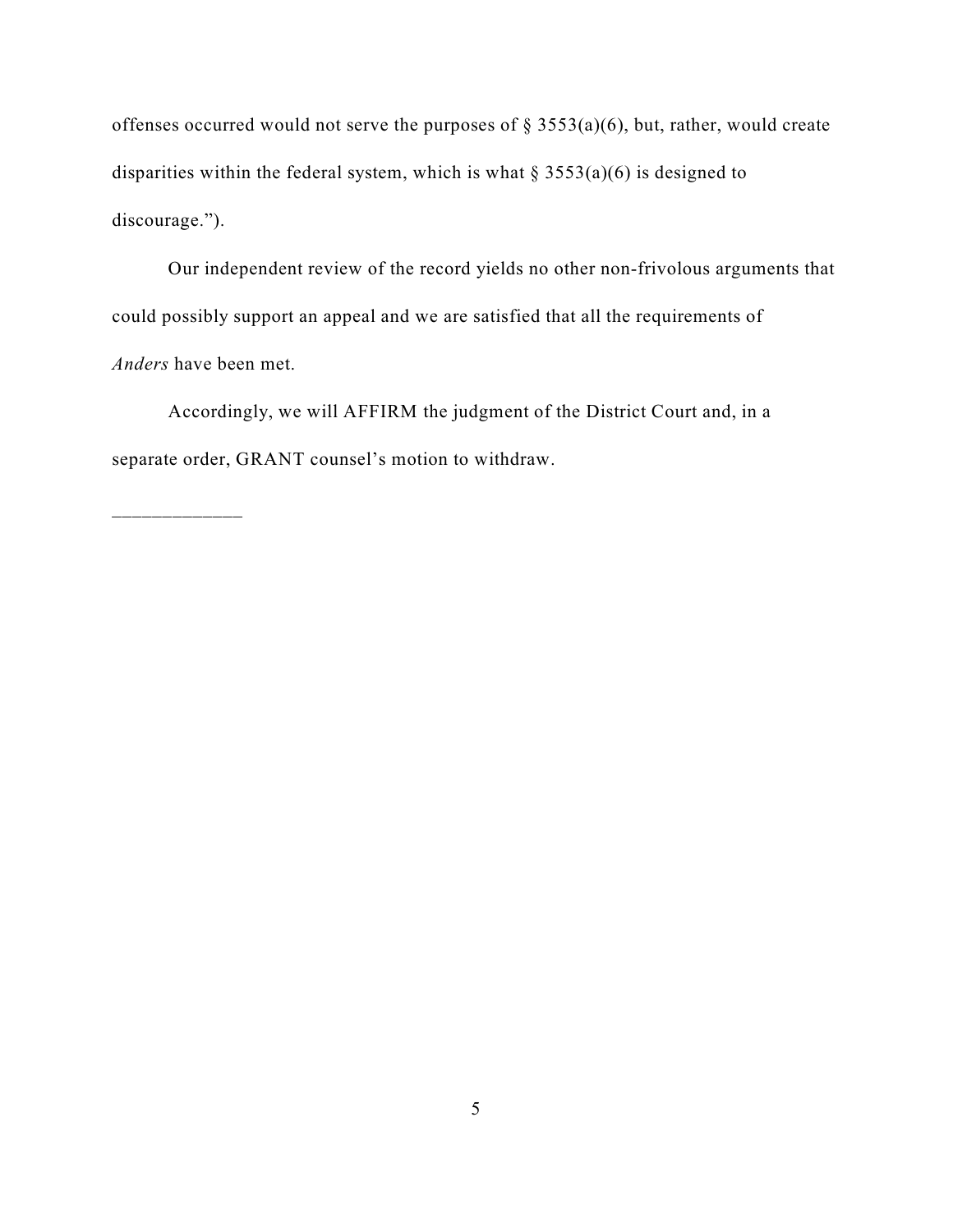offenses occurred would not serve the purposes of § 3553(a)(6), but, rather, would create disparities within the federal system, which is what § 3553(a)(6) is designed to discourage.").

Our independent review of the record yields no other non-frivolous arguments that could possibly support an appeal and we are satisfied that all the requirements of *Anders* have been met.

Accordingly, we will AFFIRM the judgment of the District Court and, in a separate order, GRANT counsel's motion to withdraw.

\_\_\_\_\_\_\_\_\_\_\_\_\_